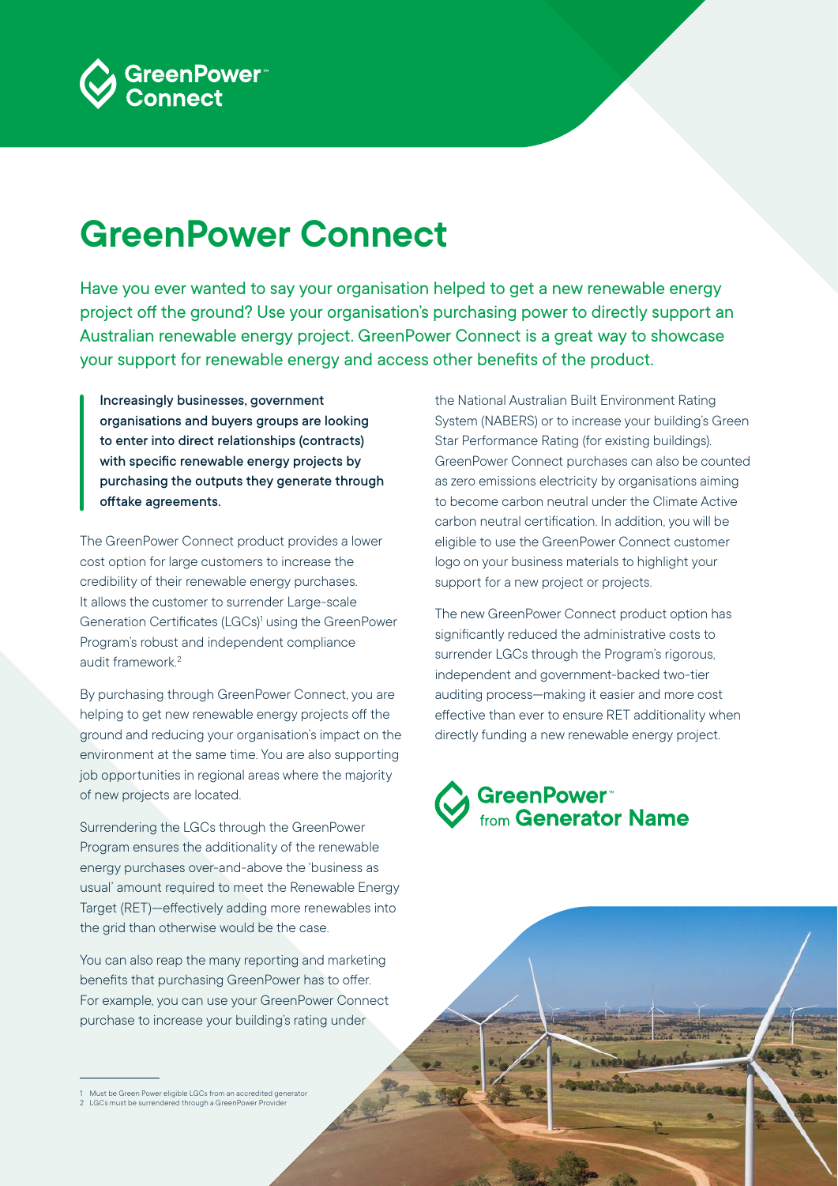# GreenPower Connect

Have you ever wanted to say your organisation helped to get a new renewable energy project off the ground? Use your organisation's purchasing power to directly support an Australian renewable energy project. GreenPower Connect is a great way to showcase your support for renewable energy and access other benefits of the product.

**Increasingly businesses, government organisations and buyers groups are looking to enter into direct relationships (contracts) with specific renewable energy projects by purchasing the outputs they generate through offtake agreements.**

The GreenPower Connect product provides a lower cost option for large customers to increase the credibility of their renewable energy purchases. It allows the customer to surrender Large-scale Generation Certificates (LGCs)[1] using the GreenPower Program's robust and independent compliance audit framework.[2]

By purchasing through GreenPower Connect, you are helping to get new renewable energy projects off the ground and reducing your organisation's impact on the environment at the same time. You are also supporting job opportunities in regional areas where the majority of new projects are located.

Surrendering the LGCs through the GreenPower Program ensures the additionality of the renewable energy purchases over-and-above the 'business as usual' amount required to meet the Renewable Energy Target (RET)—effectively adding more renewables into the grid than otherwise would be the case.

You can also reap the many reporting and marketing benefits that purchasing GreenPower has to offer. For example, you can use your GreenPower Connect purchase to increase your building's rating under the National Australian Built Environment Rating System (NABERS) or to increase your building's Green Star Performance Rating (for existing buildings). GreenPower Connect purchases can also be counted as zero emissions electricity by organisations aiming to become carbon neutral under the Climate Active carbon neutral certification. In addition, you will be eligible to use the GreenPower Connect customer logo on your business materials to highlight your support for a new project or projects.

The new GreenPower Connect product option has significantly reduced the administrative costs to surrender LGCs through the Program's rigorous, independent and government-backed two-tier auditing process—making it easier and more cost effective than ever to ensure RET additionality when directly funding a new renewable energy project.

GreenPower™ from Generator Name

1 Must be Green Power eligible LGCs from an accredited generator
2 LGCs must be surrendered through a GreenPower Provider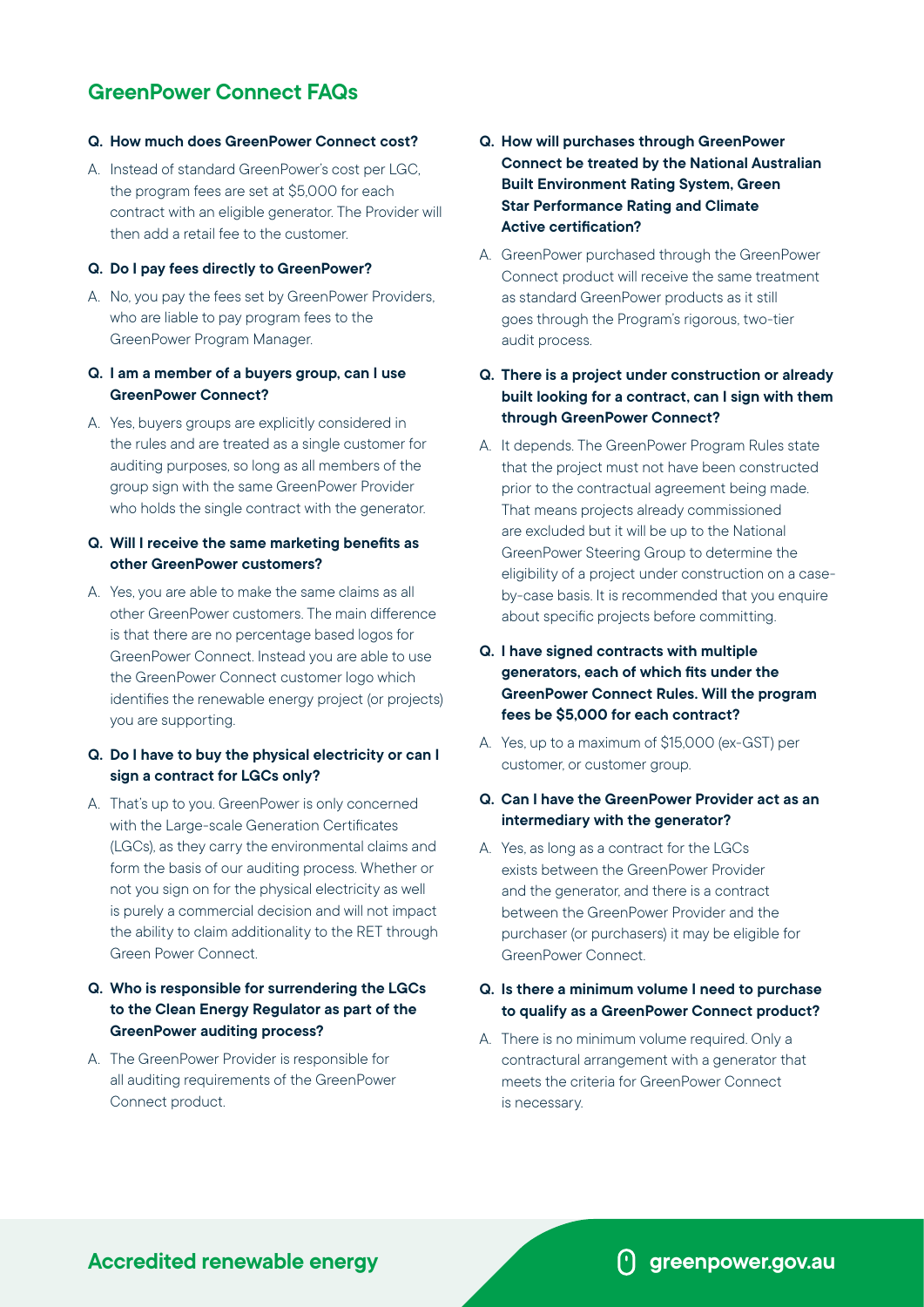## GreenPower Connect FAQs

**Q. How much does GreenPower Connect cost?**

A. Instead of standard GreenPower's cost per LGC, the program fees are set at $5,000 for each contract with an eligible generator. The Provider will then add a retail fee to the customer.

**Q. Do I pay fees directly to GreenPower?**

A. No, you pay the fees set by GreenPower Providers, who are liable to pay program fees to the GreenPower Program Manager.

**Q. I am a member of a buyers group, can I use GreenPower Connect?**

A. Yes, buyers groups are explicitly considered in the rules and are treated as a single customer for auditing purposes, so long as all members of the group sign with the same GreenPower Provider who holds the single contract with the generator.

**Q. Will I receive the same marketing benefits as other GreenPower customers?**

A. Yes, you are able to make the same claims as all other GreenPower customers. The main difference is that there are no percentage based logos for GreenPower Connect. Instead you are able to use the GreenPower Connect customer logo which identifies the renewable energy project (or projects) you are supporting.

**Q. Do I have to buy the physical electricity or can I sign a contract for LGCs only?**

A. That's up to you. GreenPower is only concerned with the Large-scale Generation Certificates (LGCs), as they carry the environmental claims and form the basis of our auditing process. Whether or not you sign on for the physical electricity as well is purely a commercial decision and will not impact the ability to claim additionality to the RET through Green Power Connect.

**Q. Who is responsible for surrendering the LGCs to the Clean Energy Regulator as part of the GreenPower auditing process?**

A. The GreenPower Provider is responsible for all auditing requirements of the GreenPower Connect product.

**Q. How will purchases through GreenPower Connect be treated by the National Australian Built Environment Rating System, Green Star Performance Rating and Climate Active certification?**

A. GreenPower purchased through the GreenPower Connect product will receive the same treatment as standard GreenPower products as it still goes through the Program's rigorous, two-tier audit process.

**Q. There is a project under construction or already built looking for a contract, can I sign with them through GreenPower Connect?**

A. It depends. The GreenPower Program Rules state that the project must not have been constructed prior to the contractual agreement being made. That means projects already commissioned are excluded but it will be up to the National GreenPower Steering Group to determine the eligibility of a project under construction on a case-by-case basis. It is recommended that you enquire about specific projects before committing.

**Q. I have signed contracts with multiple generators, each of which fits under the GreenPower Connect Rules. Will the program fees be $5,000 for each contract?**

A. Yes, up to a maximum of $15,000 (ex-GST) per customer, or customer group.

**Q. Can I have the GreenPower Provider act as an intermediary with the generator?**

A. Yes, as long as a contract for the LGCs exists between the GreenPower Provider and the generator, and there is a contract between the GreenPower Provider and the purchaser (or purchasers) it may be eligible for GreenPower Connect.

**Q. Is there a minimum volume I need to purchase to qualify as a GreenPower Connect product?**

A. There is no minimum volume required. Only a contractural arrangement with a generator that meets the criteria for GreenPower Connect is necessary.

**Accredited renewable energy**

**greenpower.gov.au**